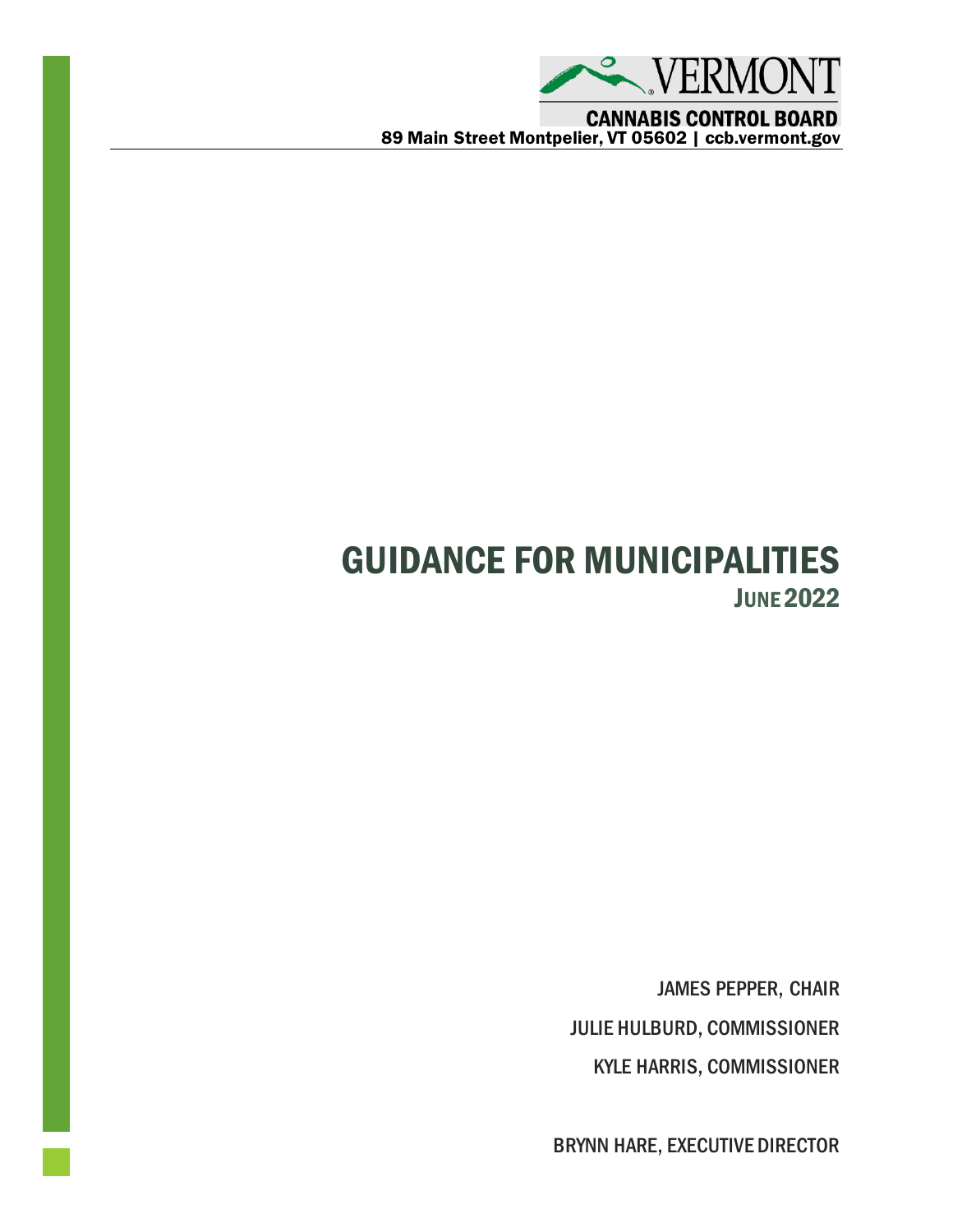VERMONT

CANNABIS CONTROL BOARD

89 Main Street Montpelier, VT 05602 | ccb.vermont.gov

# GUIDANCE FOR MUNICIPALITIES

## JUNE 2022

JAMES PEPPER, CHAIR

JULIE HULBURD, COMMISSIONER

KYLE HARRIS, COMMISSIONER

BRYNN HARE, EXECUTIVE DIRECTOR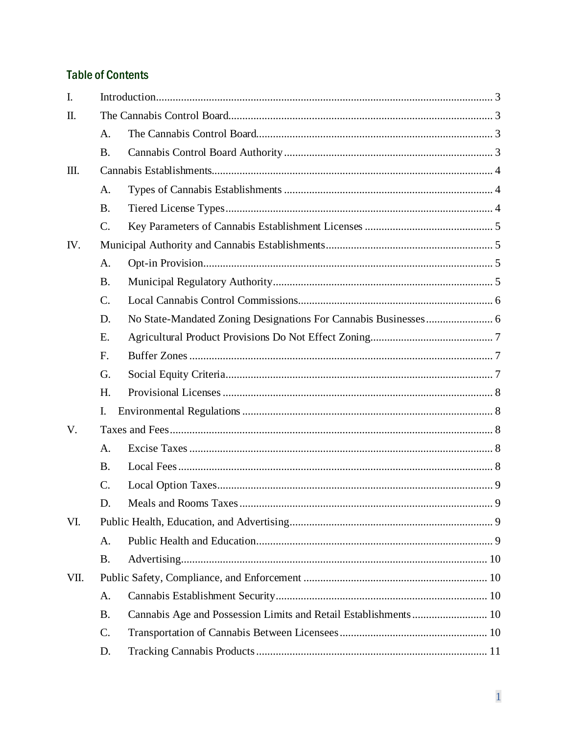## Table of Contents

- I. Introduction ... 3
- II. The Cannabis Control Board ... 3
  - A. The Cannabis Control Board ... 3
  - B. Cannabis Control Board Authority ... 3
- III. Cannabis Establishments ... 4
  - A. Types of Cannabis Establishments ... 4
  - B. Tiered License Types ... 4
  - C. Key Parameters of Cannabis Establishment Licenses ... 5
- IV. Municipal Authority and Cannabis Establishments ... 5
  - A. Opt-in Provision ... 5
  - B. Municipal Regulatory Authority ... 5
  - C. Local Cannabis Control Commissions ... 6
  - D. No State-Mandated Zoning Designations For Cannabis Businesses ... 6
  - E. Agricultural Product Provisions Do Not Effect Zoning ... 7
  - F. Buffer Zones ... 7
  - G. Social Equity Criteria ... 7
  - H. Provisional Licenses ... 8
  - I. Environmental Regulations ... 8
- V. Taxes and Fees ... 8
  - A. Excise Taxes ... 8
  - B. Local Fees ... 8
  - C. Local Option Taxes ... 9
  - D. Meals and Rooms Taxes ... 9
- VI. Public Health, Education, and Advertising ... 9
  - A. Public Health and Education ... 9
  - B. Advertising ... 10
- VII. Public Safety, Compliance, and Enforcement ... 10
  - A. Cannabis Establishment Security ... 10
  - B. Cannabis Age and Possession Limits and Retail Establishments ... 10
  - C. Transportation of Cannabis Between Licensees ... 10
  - D. Tracking Cannabis Products ... 11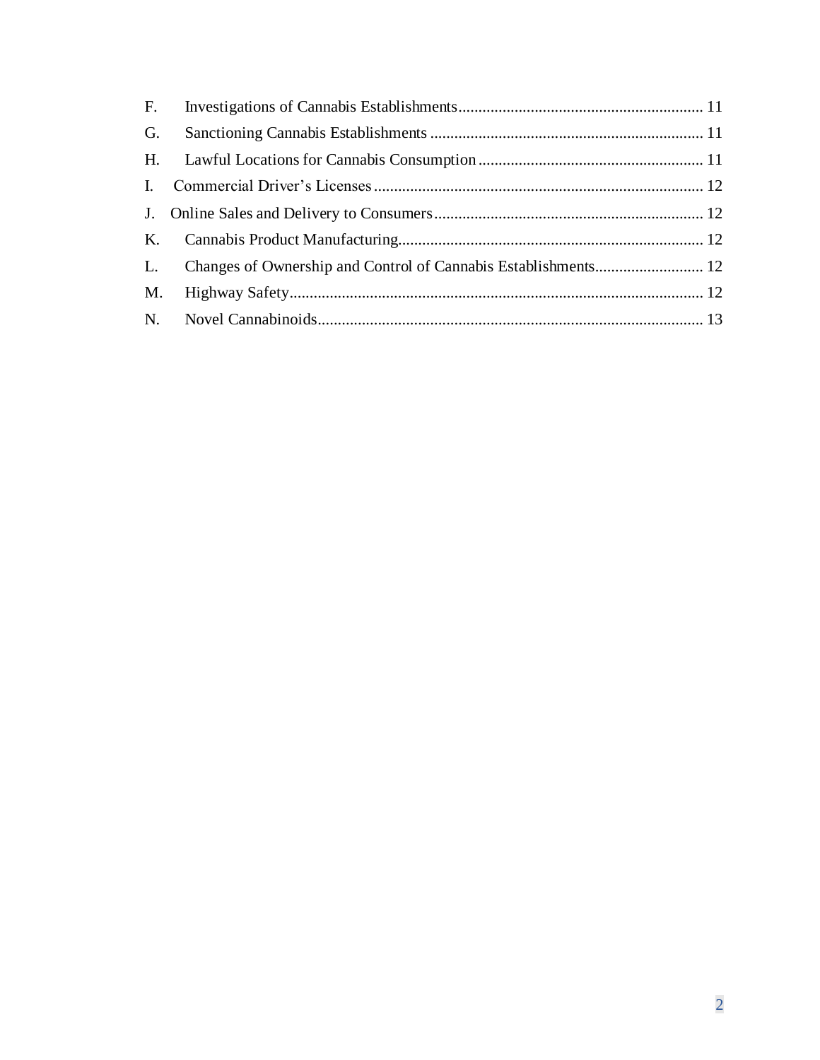F. Investigations of Cannabis Establishments ........................................................ 11

G. Sanctioning Cannabis Establishments ................................................................ 11

H. Lawful Locations for Cannabis Consumption ..................................................... 11

I. Commercial Driver's Licenses ............................................................................. 12

J. Online Sales and Delivery to Consumers ............................................................. 12

K. Cannabis Product Manufacturing ........................................................................ 12

L. Changes of Ownership and Control of Cannabis Establishments ....................... 12

M. Highway Safety ................................................................................................... 12

N. Novel Cannabinoids ............................................................................................ 13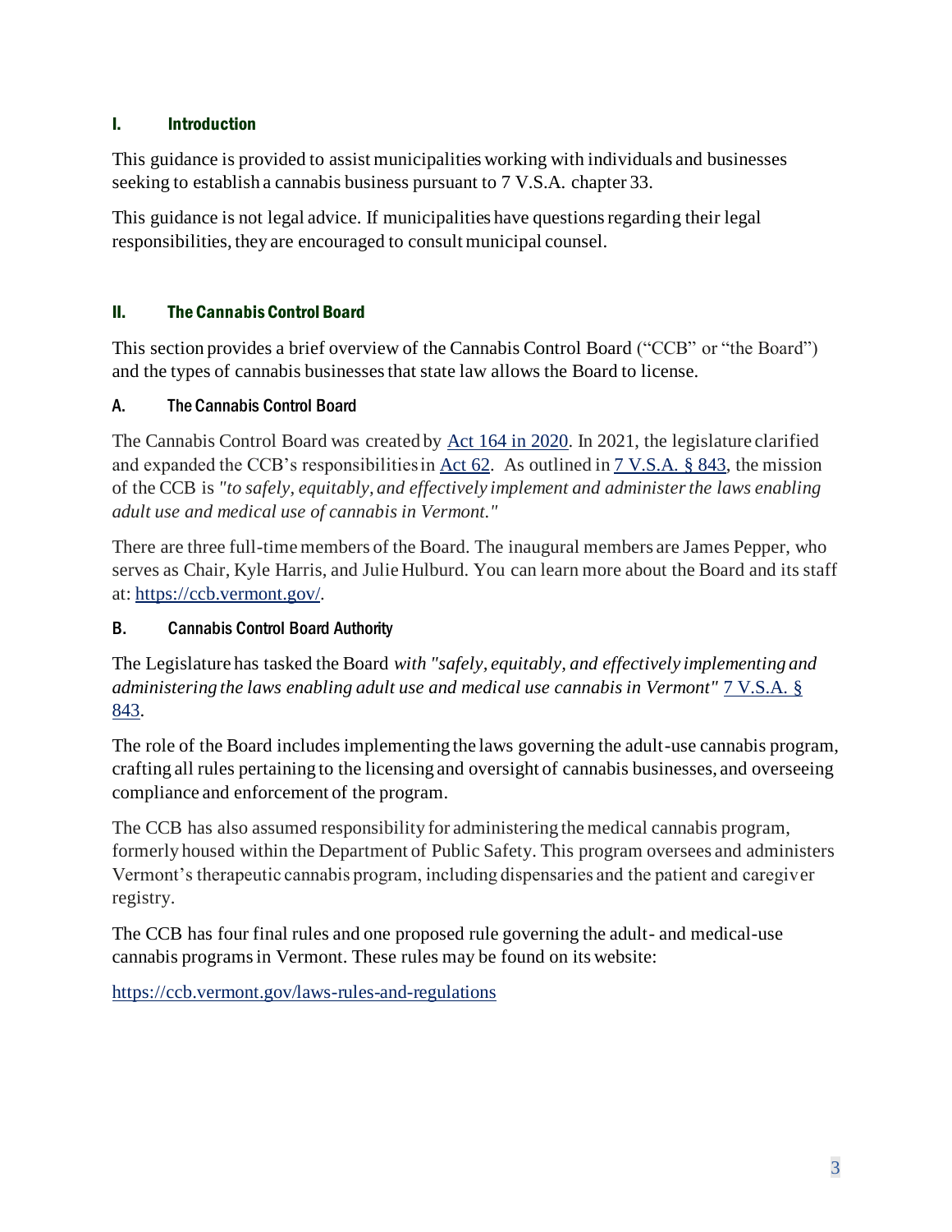## I. Introduction

This guidance is provided to assist municipalities working with individuals and businesses seeking to establish a cannabis business pursuant to 7 V.S.A. chapter 33.

This guidance is not legal advice. If municipalities have questions regarding their legal responsibilities, they are encouraged to consult municipal counsel.

## II. The Cannabis Control Board

This section provides a brief overview of the Cannabis Control Board ("CCB" or "the Board") and the types of cannabis businesses that state law allows the Board to license.

### A. The Cannabis Control Board

The Cannabis Control Board was created by [Act 164 in 2020](). In 2021, the legislature clarified and expanded the CCB's responsibilities in [Act 62](). As outlined in [7 V.S.A. § 843](), the mission of the CCB is *"to safely, equitably, and effectively implement and administer the laws enabling adult use and medical use of cannabis in Vermont."*

There are three full-time members of the Board. The inaugural members are James Pepper, who serves as Chair, Kyle Harris, and Julie Hulburd. You can learn more about the Board and its staff at: https://ccb.vermont.gov/.

### B. Cannabis Control Board Authority

The Legislature has tasked the Board *with "safely, equitably, and effectively implementing and administering the laws enabling adult use and medical use cannabis in Vermont"* [7 V.S.A. § 843]().

The role of the Board includes implementing the laws governing the adult-use cannabis program, crafting all rules pertaining to the licensing and oversight of cannabis businesses, and overseeing compliance and enforcement of the program.

The CCB has also assumed responsibility for administering the medical cannabis program, formerly housed within the Department of Public Safety. This program oversees and administers Vermont's therapeutic cannabis program, including dispensaries and the patient and caregiver registry.

The CCB has four final rules and one proposed rule governing the adult- and medical-use cannabis programs in Vermont. These rules may be found on its website:

https://ccb.vermont.gov/laws-rules-and-regulations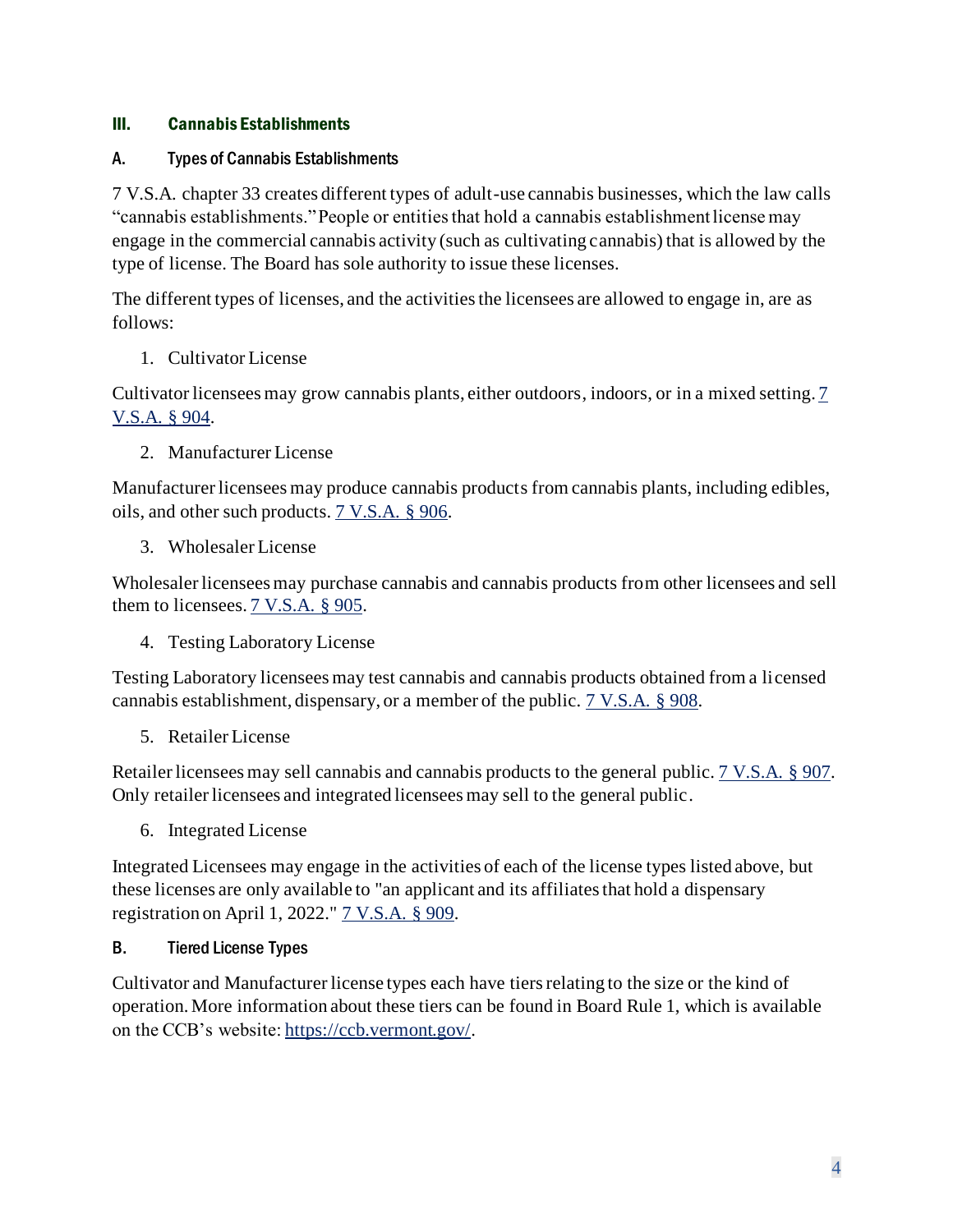## III. Cannabis Establishments

### A. Types of Cannabis Establishments

7 V.S.A. chapter 33 creates different types of adult-use cannabis businesses, which the law calls "cannabis establishments." People or entities that hold a cannabis establishment license may engage in the commercial cannabis activity (such as cultivating cannabis) that is allowed by the type of license. The Board has sole authority to issue these licenses.

The different types of licenses, and the activities the licensees are allowed to engage in, are as follows:

1. Cultivator License

Cultivator licensees may grow cannabis plants, either outdoors, indoors, or in a mixed setting. [7 V.S.A. § 904](#).

2. Manufacturer License

Manufacturer licensees may produce cannabis products from cannabis plants, including edibles, oils, and other such products. [7 V.S.A. § 906](#).

3. Wholesaler License

Wholesaler licensees may purchase cannabis and cannabis products from other licensees and sell them to licensees. [7 V.S.A. § 905](#).

4. Testing Laboratory License

Testing Laboratory licensees may test cannabis and cannabis products obtained from a licensed cannabis establishment, dispensary, or a member of the public. [7 V.S.A. § 908](#).

5. Retailer License

Retailer licensees may sell cannabis and cannabis products to the general public. [7 V.S.A. § 907](#). Only retailer licensees and integrated licensees may sell to the general public.

6. Integrated License

Integrated Licensees may engage in the activities of each of the license types listed above, but these licenses are only available to "an applicant and its affiliates that hold a dispensary registration on April 1, 2022." [7 V.S.A. § 909](#).

### B. Tiered License Types

Cultivator and Manufacturer license types each have tiers relating to the size or the kind of operation. More information about these tiers can be found in Board Rule 1, which is available on the CCB's website: [https://ccb.vermont.gov/](https://ccb.vermont.gov/).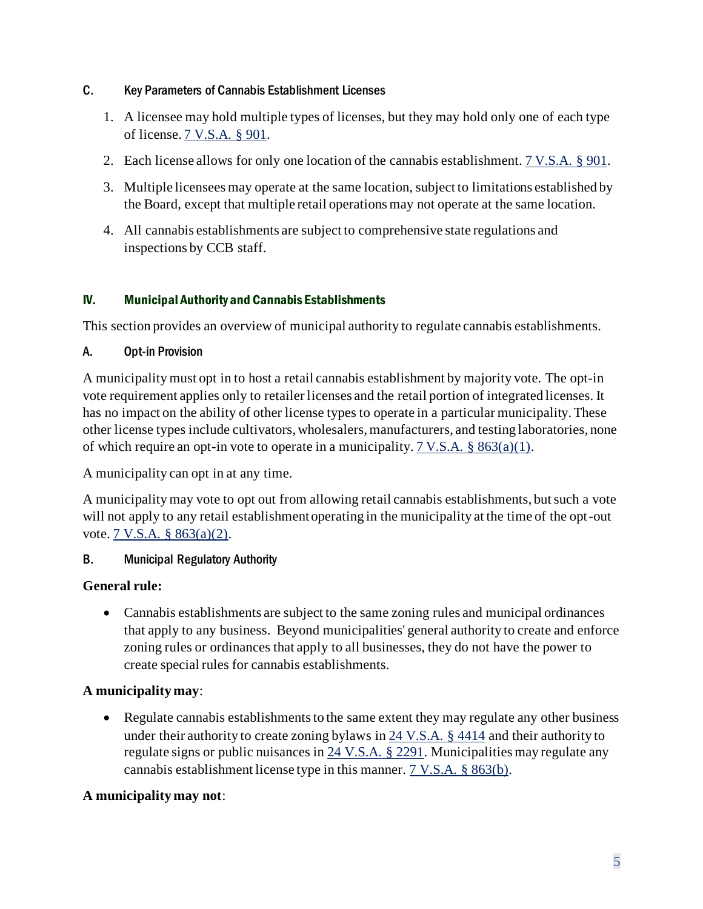### C. Key Parameters of Cannabis Establishment Licenses

1. A licensee may hold multiple types of licenses, but they may hold only one of each type of license. 7 V.S.A. § 901.
2. Each license allows for only one location of the cannabis establishment. 7 V.S.A. § 901.
3. Multiple licensees may operate at the same location, subject to limitations established by the Board, except that multiple retail operations may not operate at the same location.
4. All cannabis establishments are subject to comprehensive state regulations and inspections by CCB staff.

## IV. Municipal Authority and Cannabis Establishments

This section provides an overview of municipal authority to regulate cannabis establishments.

### A. Opt-in Provision

A municipality must opt in to host a retail cannabis establishment by majority vote. The opt-in vote requirement applies only to retailer licenses and the retail portion of integrated licenses. It has no impact on the ability of other license types to operate in a particular municipality. These other license types include cultivators, wholesalers, manufacturers, and testing laboratories, none of which require an opt-in vote to operate in a municipality. 7 V.S.A. § 863(a)(1).

A municipality can opt in at any time.

A municipality may vote to opt out from allowing retail cannabis establishments, but such a vote will not apply to any retail establishment operating in the municipality at the time of the opt-out vote. 7 V.S.A. § 863(a)(2).

### B. Municipal Regulatory Authority

**General rule:**

- Cannabis establishments are subject to the same zoning rules and municipal ordinances that apply to any business. Beyond municipalities' general authority to create and enforce zoning rules or ordinances that apply to all businesses, they do not have the power to create special rules for cannabis establishments.

**A municipality may**:

- Regulate cannabis establishments to the same extent they may regulate any other business under their authority to create zoning bylaws in 24 V.S.A. § 4414 and their authority to regulate signs or public nuisances in 24 V.S.A. § 2291. Municipalities may regulate any cannabis establishment license type in this manner. 7 V.S.A. § 863(b).

**A municipality may not**: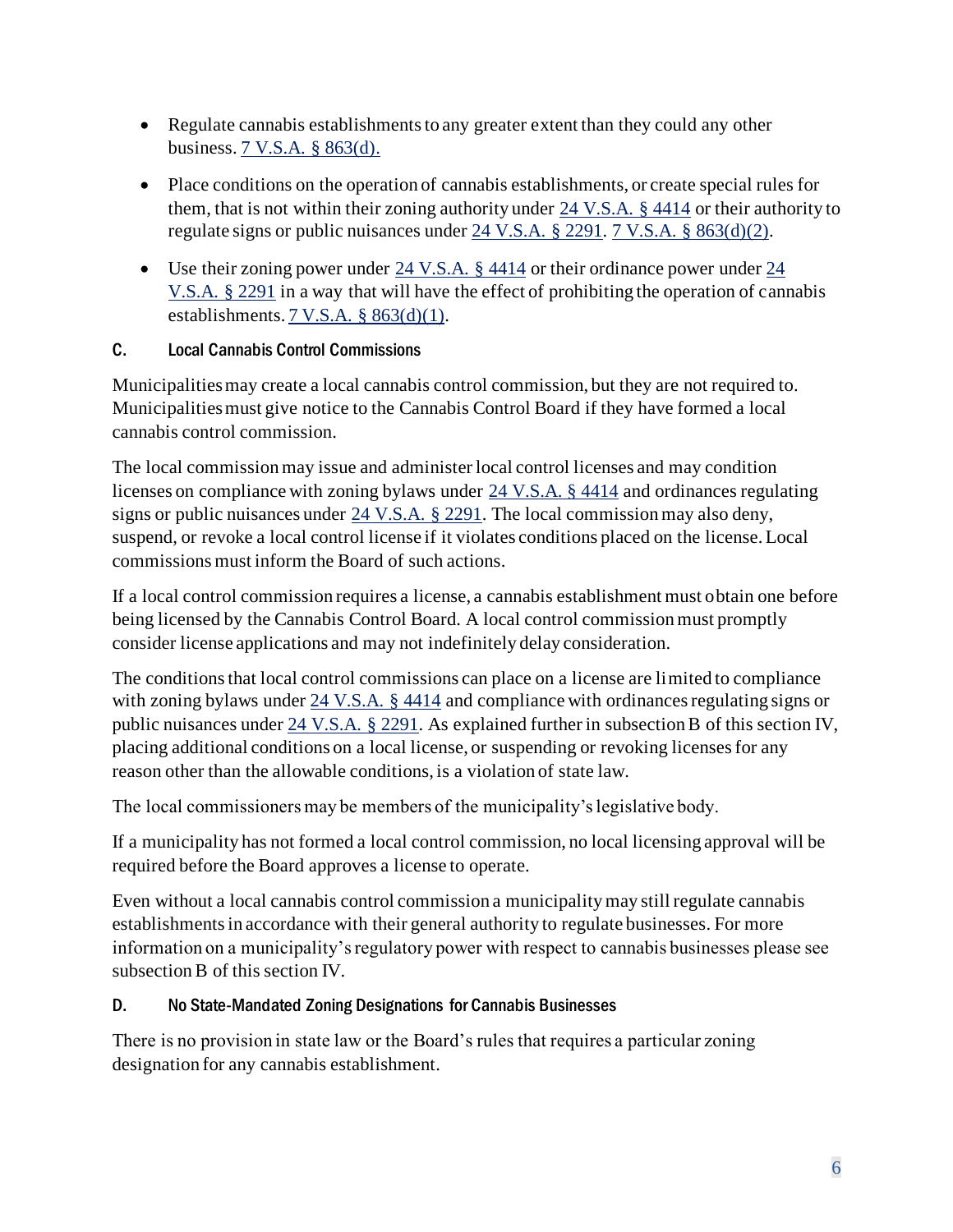- Regulate cannabis establishments to any greater extent than they could any other business. [7 V.S.A. § 863(d).]
- Place conditions on the operation of cannabis establishments, or create special rules for them, that is not within their zoning authority under [24 V.S.A. § 4414] or their authority to regulate signs or public nuisances under [24 V.S.A. § 2291]. [7 V.S.A. § 863(d)(2)].
- Use their zoning power under [24 V.S.A. § 4414] or their ordinance power under [24 V.S.A. § 2291] in a way that will have the effect of prohibiting the operation of cannabis establishments. [7 V.S.A. § 863(d)(1)].

### C. Local Cannabis Control Commissions

Municipalities may create a local cannabis control commission, but they are not required to. Municipalities must give notice to the Cannabis Control Board if they have formed a local cannabis control commission.

The local commission may issue and administer local control licenses and may condition licenses on compliance with zoning bylaws under [24 V.S.A. § 4414] and ordinances regulating signs or public nuisances under [24 V.S.A. § 2291]. The local commission may also deny, suspend, or revoke a local control license if it violates conditions placed on the license. Local commissions must inform the Board of such actions.

If a local control commission requires a license, a cannabis establishment must obtain one before being licensed by the Cannabis Control Board. A local control commission must promptly consider license applications and may not indefinitely delay consideration.

The conditions that local control commissions can place on a license are limited to compliance with zoning bylaws under [24 V.S.A. § 4414] and compliance with ordinances regulating signs or public nuisances under [24 V.S.A. § 2291]. As explained further in subsection B of this section IV, placing additional conditions on a local license, or suspending or revoking licenses for any reason other than the allowable conditions, is a violation of state law.

The local commissioners may be members of the municipality's legislative body.

If a municipality has not formed a local control commission, no local licensing approval will be required before the Board approves a license to operate.

Even without a local cannabis control commission a municipality may still regulate cannabis establishments in accordance with their general authority to regulate businesses. For more information on a municipality's regulatory power with respect to cannabis businesses please see subsection B of this section IV.

### D. No State-Mandated Zoning Designations for Cannabis Businesses

There is no provision in state law or the Board's rules that requires a particular zoning designation for any cannabis establishment.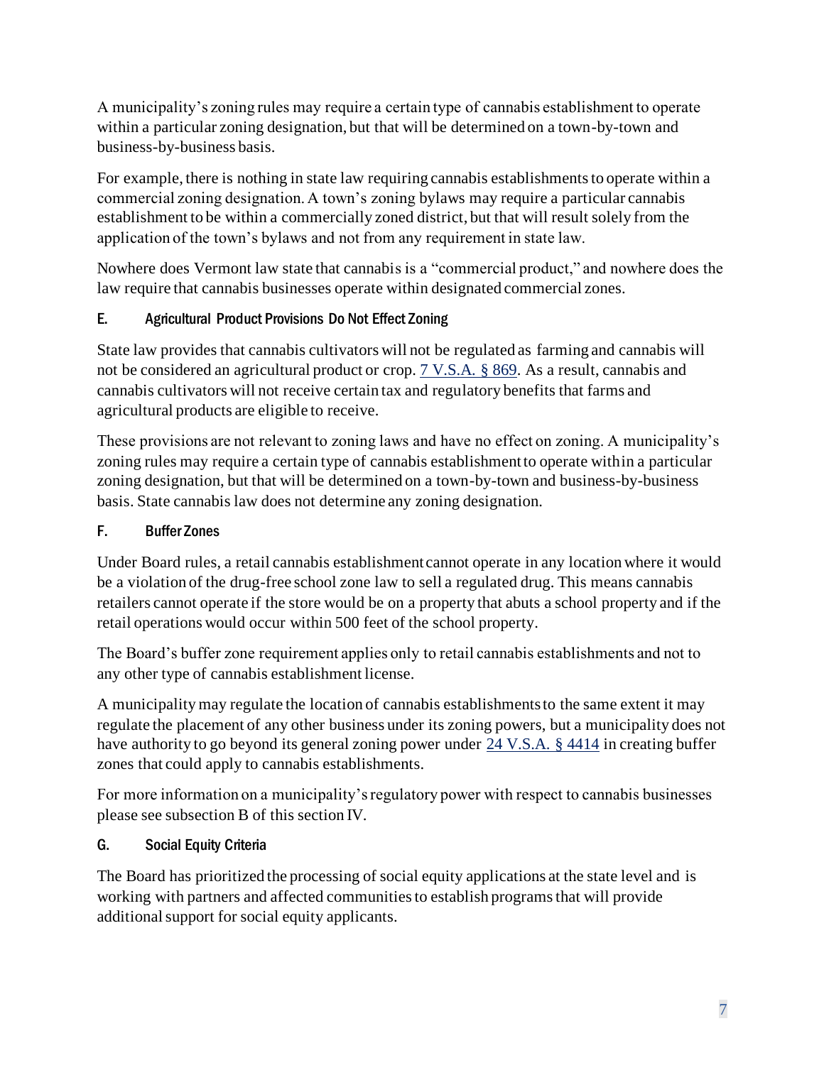A municipality's zoning rules may require a certain type of cannabis establishment to operate within a particular zoning designation, but that will be determined on a town-by-town and business-by-business basis.

For example, there is nothing in state law requiring cannabis establishments to operate within a commercial zoning designation. A town's zoning bylaws may require a particular cannabis establishment to be within a commercially zoned district, but that will result solely from the application of the town's bylaws and not from any requirement in state law.

Nowhere does Vermont law state that cannabis is a "commercial product," and nowhere does the law require that cannabis businesses operate within designated commercial zones.

### E. Agricultural Product Provisions Do Not Effect Zoning

State law provides that cannabis cultivators will not be regulated as farming and cannabis will not be considered an agricultural product or crop. [7 V.S.A. § 869](). As a result, cannabis and cannabis cultivators will not receive certain tax and regulatory benefits that farms and agricultural products are eligible to receive.

These provisions are not relevant to zoning laws and have no effect on zoning. A municipality's zoning rules may require a certain type of cannabis establishment to operate within a particular zoning designation, but that will be determined on a town-by-town and business-by-business basis. State cannabis law does not determine any zoning designation.

### F. Buffer Zones

Under Board rules, a retail cannabis establishment cannot operate in any location where it would be a violation of the drug-free school zone law to sell a regulated drug. This means cannabis retailers cannot operate if the store would be on a property that abuts a school property and if the retail operations would occur within 500 feet of the school property.

The Board's buffer zone requirement applies only to retail cannabis establishments and not to any other type of cannabis establishment license.

A municipality may regulate the location of cannabis establishments to the same extent it may regulate the placement of any other business under its zoning powers, but a municipality does not have authority to go beyond its general zoning power under [24 V.S.A. § 4414]() in creating buffer zones that could apply to cannabis establishments.

For more information on a municipality's regulatory power with respect to cannabis businesses please see subsection B of this section IV.

### G. Social Equity Criteria

The Board has prioritized the processing of social equity applications at the state level and is working with partners and affected communities to establish programs that will provide additional support for social equity applicants.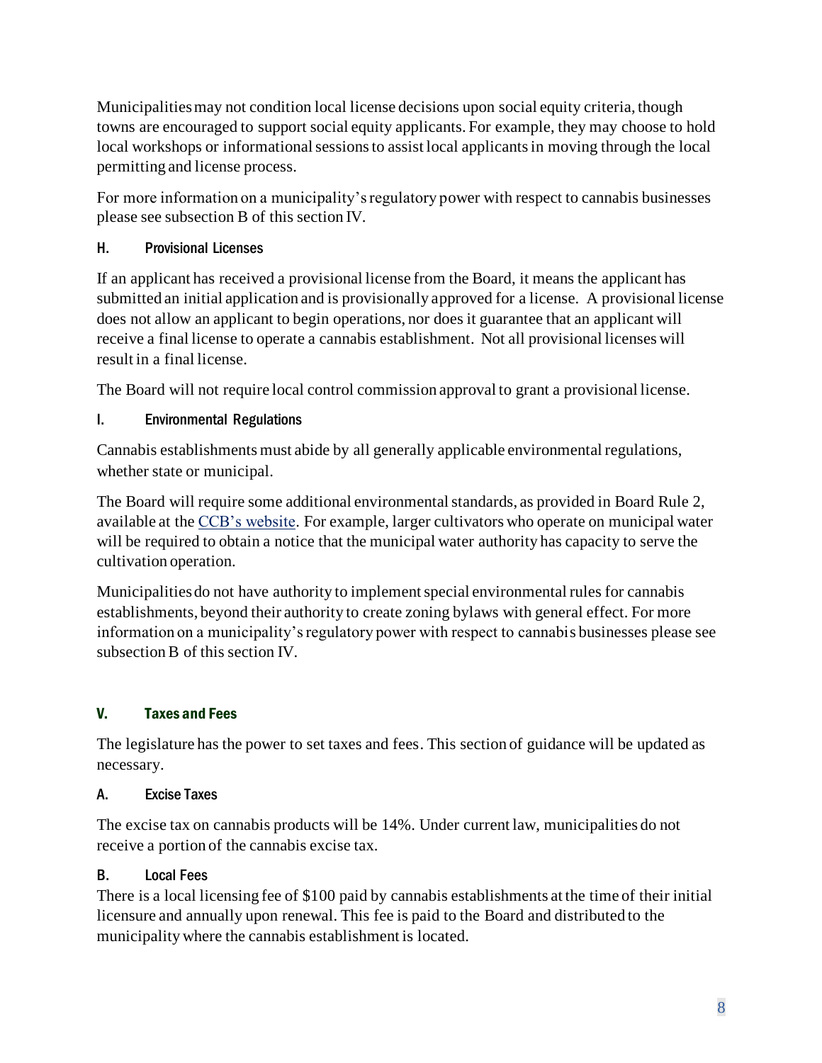Municipalities may not condition local license decisions upon social equity criteria, though towns are encouraged to support social equity applicants. For example, they may choose to hold local workshops or informational sessions to assist local applicants in moving through the local permitting and license process.

For more information on a municipality's regulatory power with respect to cannabis businesses please see subsection B of this section IV.

### H. Provisional Licenses

If an applicant has received a provisional license from the Board, it means the applicant has submitted an initial application and is provisionally approved for a license. A provisional license does not allow an applicant to begin operations, nor does it guarantee that an applicant will receive a final license to operate a cannabis establishment. Not all provisional licenses will result in a final license.

The Board will not require local control commission approval to grant a provisional license.

### I. Environmental Regulations

Cannabis establishments must abide by all generally applicable environmental regulations, whether state or municipal.

The Board will require some additional environmental standards, as provided in Board Rule 2, available at the CCB's website. For example, larger cultivators who operate on municipal water will be required to obtain a notice that the municipal water authority has capacity to serve the cultivation operation.

Municipalities do not have authority to implement special environmental rules for cannabis establishments, beyond their authority to create zoning bylaws with general effect. For more information on a municipality's regulatory power with respect to cannabis businesses please see subsection B of this section IV.

## V. Taxes and Fees

The legislature has the power to set taxes and fees. This section of guidance will be updated as necessary.

### A. Excise Taxes

The excise tax on cannabis products will be 14%. Under current law, municipalities do not receive a portion of the cannabis excise tax.

### B. Local Fees

There is a local licensing fee of $100 paid by cannabis establishments at the time of their initial licensure and annually upon renewal. This fee is paid to the Board and distributed to the municipality where the cannabis establishment is located.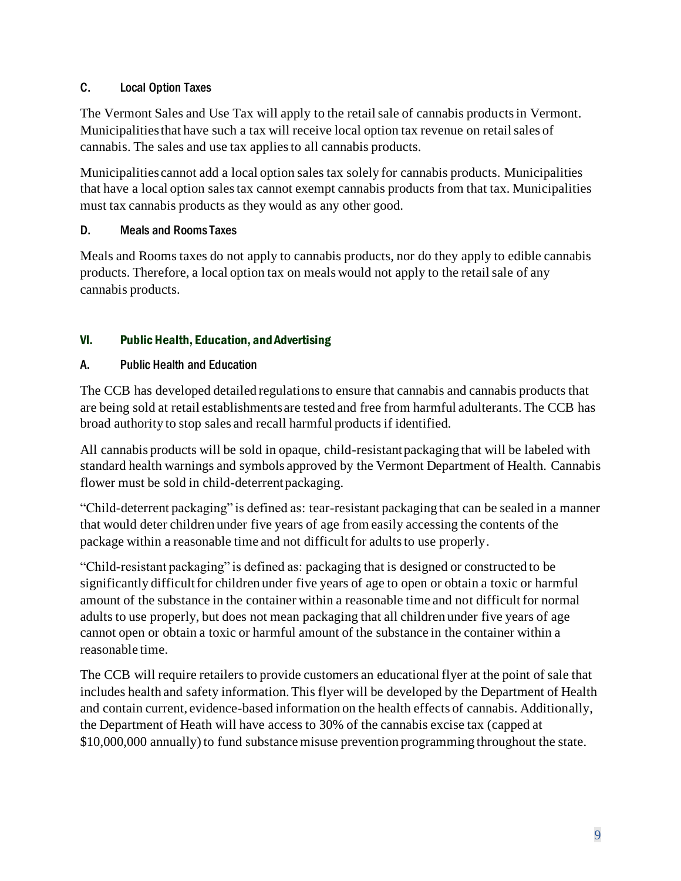### C. Local Option Taxes

The Vermont Sales and Use Tax will apply to the retail sale of cannabis products in Vermont. Municipalities that have such a tax will receive local option tax revenue on retail sales of cannabis. The sales and use tax applies to all cannabis products.

Municipalities cannot add a local option sales tax solely for cannabis products. Municipalities that have a local option sales tax cannot exempt cannabis products from that tax. Municipalities must tax cannabis products as they would as any other good.

### D. Meals and Rooms Taxes

Meals and Rooms taxes do not apply to cannabis products, nor do they apply to edible cannabis products. Therefore, a local option tax on meals would not apply to the retail sale of any cannabis products.

## VI. Public Health, Education, and Advertising

### A. Public Health and Education

The CCB has developed detailed regulations to ensure that cannabis and cannabis products that are being sold at retail establishments are tested and free from harmful adulterants. The CCB has broad authority to stop sales and recall harmful products if identified.

All cannabis products will be sold in opaque, child-resistant packaging that will be labeled with standard health warnings and symbols approved by the Vermont Department of Health. Cannabis flower must be sold in child-deterrent packaging.

"Child-deterrent packaging" is defined as: tear-resistant packaging that can be sealed in a manner that would deter children under five years of age from easily accessing the contents of the package within a reasonable time and not difficult for adults to use properly.

"Child-resistant packaging" is defined as: packaging that is designed or constructed to be significantly difficult for children under five years of age to open or obtain a toxic or harmful amount of the substance in the container within a reasonable time and not difficult for normal adults to use properly, but does not mean packaging that all children under five years of age cannot open or obtain a toxic or harmful amount of the substance in the container within a reasonable time.

The CCB will require retailers to provide customers an educational flyer at the point of sale that includes health and safety information. This flyer will be developed by the Department of Health and contain current, evidence-based information on the health effects of cannabis. Additionally, the Department of Heath will have access to 30% of the cannabis excise tax (capped at $10,000,000 annually) to fund substance misuse prevention programming throughout the state.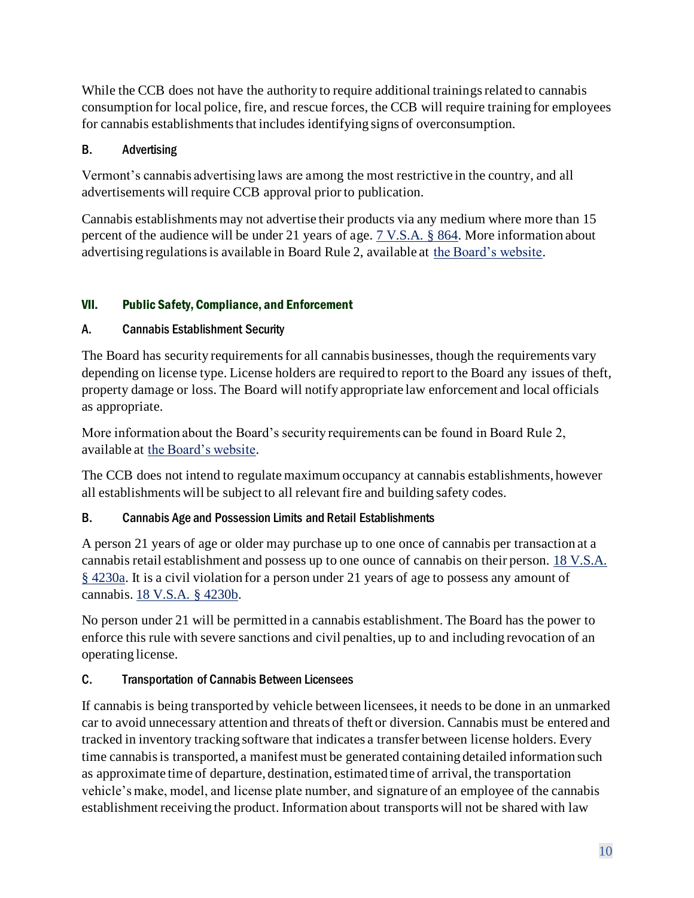While the CCB does not have the authority to require additional trainings related to cannabis consumption for local police, fire, and rescue forces, the CCB will require training for employees for cannabis establishments that includes identifying signs of overconsumption.

### B. Advertising

Vermont's cannabis advertising laws are among the most restrictive in the country, and all advertisements will require CCB approval prior to publication.

Cannabis establishments may not advertise their products via any medium where more than 15 percent of the audience will be under 21 years of age. [7 V.S.A. § 864](). More information about advertising regulations is available in Board Rule 2, available at [the Board's website]().

## VII. Public Safety, Compliance, and Enforcement

### A. Cannabis Establishment Security

The Board has security requirements for all cannabis businesses, though the requirements vary depending on license type. License holders are required to report to the Board any issues of theft, property damage or loss. The Board will notify appropriate law enforcement and local officials as appropriate.

More information about the Board's security requirements can be found in Board Rule 2, available at [the Board's website]().

The CCB does not intend to regulate maximum occupancy at cannabis establishments, however all establishments will be subject to all relevant fire and building safety codes.

### B. Cannabis Age and Possession Limits and Retail Establishments

A person 21 years of age or older may purchase up to one once of cannabis per transaction at a cannabis retail establishment and possess up to one ounce of cannabis on their person. [18 V.S.A. § 4230a](). It is a civil violation for a person under 21 years of age to possess any amount of cannabis. [18 V.S.A. § 4230b]().

No person under 21 will be permitted in a cannabis establishment. The Board has the power to enforce this rule with severe sanctions and civil penalties, up to and including revocation of an operating license.

### C. Transportation of Cannabis Between Licensees

If cannabis is being transported by vehicle between licensees, it needs to be done in an unmarked car to avoid unnecessary attention and threats of theft or diversion. Cannabis must be entered and tracked in inventory tracking software that indicates a transfer between license holders. Every time cannabis is transported, a manifest must be generated containing detailed information such as approximate time of departure, destination, estimated time of arrival, the transportation vehicle's make, model, and license plate number, and signature of an employee of the cannabis establishment receiving the product. Information about transports will not be shared with law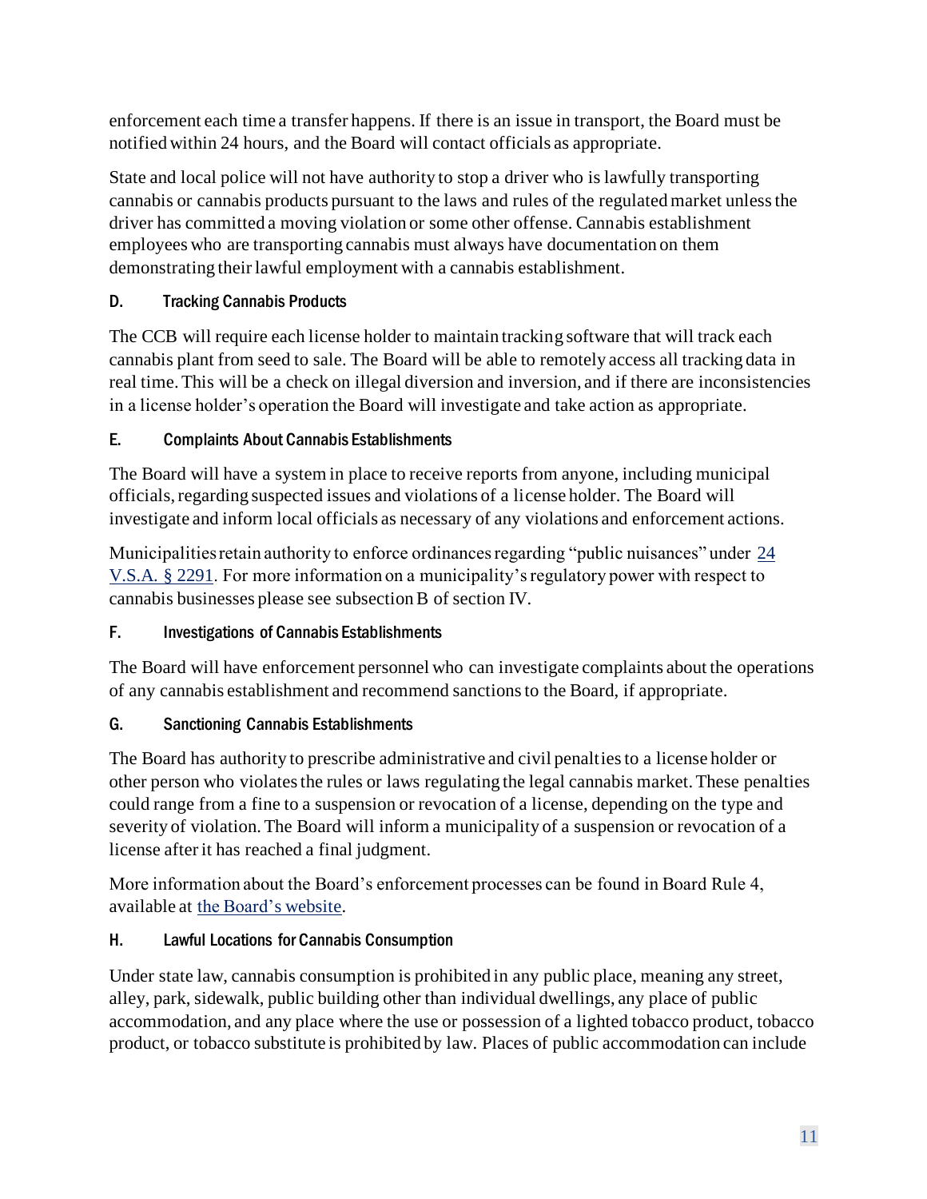enforcement each time a transfer happens. If there is an issue in transport, the Board must be notified within 24 hours, and the Board will contact officials as appropriate.

State and local police will not have authority to stop a driver who is lawfully transporting cannabis or cannabis products pursuant to the laws and rules of the regulated market unless the driver has committed a moving violation or some other offense. Cannabis establishment employees who are transporting cannabis must always have documentation on them demonstrating their lawful employment with a cannabis establishment.

### D. Tracking Cannabis Products

The CCB will require each license holder to maintain tracking software that will track each cannabis plant from seed to sale. The Board will be able to remotely access all tracking data in real time. This will be a check on illegal diversion and inversion, and if there are inconsistencies in a license holder's operation the Board will investigate and take action as appropriate.

### E. Complaints About Cannabis Establishments

The Board will have a system in place to receive reports from anyone, including municipal officials, regarding suspected issues and violations of a license holder. The Board will investigate and inform local officials as necessary of any violations and enforcement actions.

Municipalities retain authority to enforce ordinances regarding "public nuisances" under 24 V.S.A. § 2291. For more information on a municipality's regulatory power with respect to cannabis businesses please see subsection B of section IV.

### F. Investigations of Cannabis Establishments

The Board will have enforcement personnel who can investigate complaints about the operations of any cannabis establishment and recommend sanctions to the Board, if appropriate.

### G. Sanctioning Cannabis Establishments

The Board has authority to prescribe administrative and civil penalties to a license holder or other person who violates the rules or laws regulating the legal cannabis market. These penalties could range from a fine to a suspension or revocation of a license, depending on the type and severity of violation. The Board will inform a municipality of a suspension or revocation of a license after it has reached a final judgment.

More information about the Board's enforcement processes can be found in Board Rule 4, available at the Board's website.

### H. Lawful Locations for Cannabis Consumption

Under state law, cannabis consumption is prohibited in any public place, meaning any street, alley, park, sidewalk, public building other than individual dwellings, any place of public accommodation, and any place where the use or possession of a lighted tobacco product, tobacco product, or tobacco substitute is prohibited by law. Places of public accommodation can include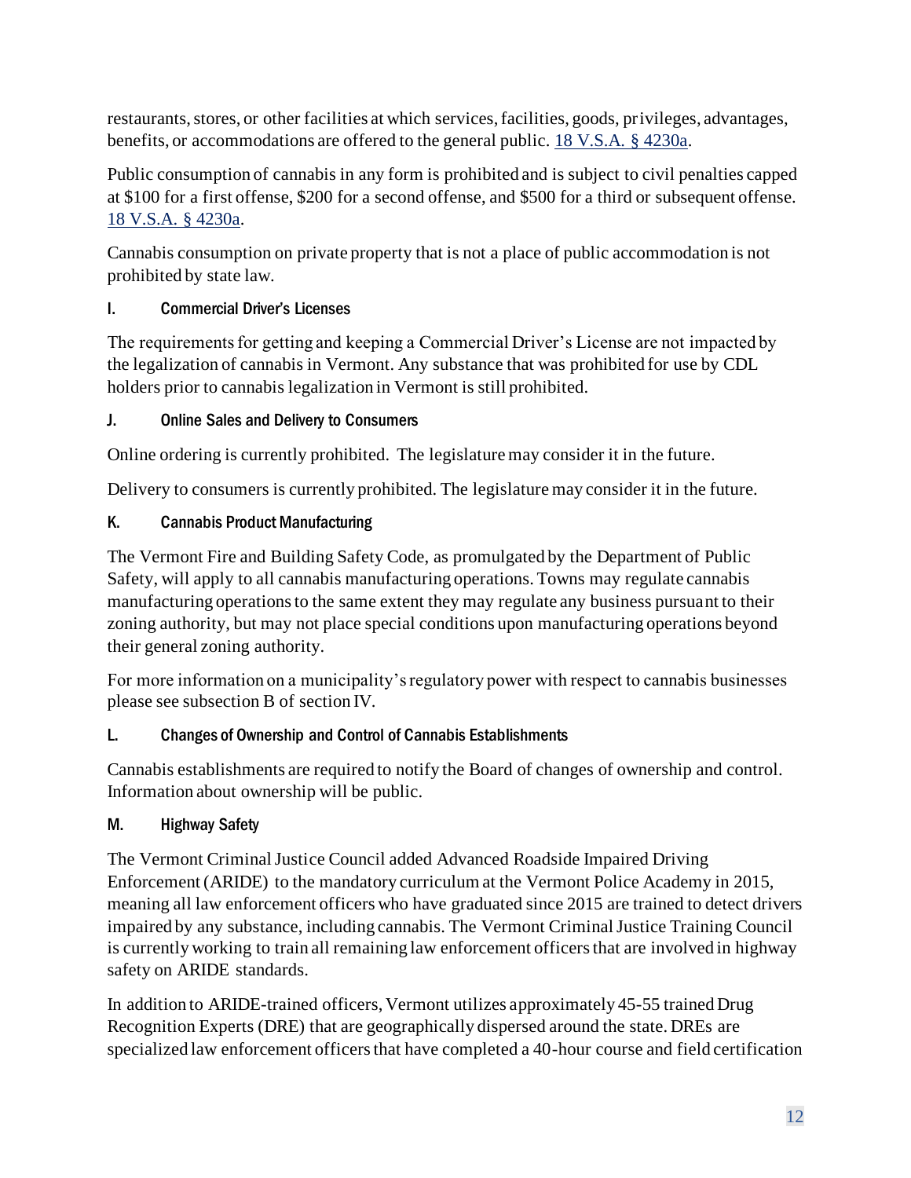restaurants, stores, or other facilities at which services, facilities, goods, privileges, advantages, benefits, or accommodations are offered to the general public. [18 V.S.A. § 4230a](#).

Public consumption of cannabis in any form is prohibited and is subject to civil penalties capped at $100 for a first offense, $200 for a second offense, and $500 for a third or subsequent offense. [18 V.S.A. § 4230a](#).

Cannabis consumption on private property that is not a place of public accommodation is not prohibited by state law.

### I. Commercial Driver's Licenses

The requirements for getting and keeping a Commercial Driver's License are not impacted by the legalization of cannabis in Vermont. Any substance that was prohibited for use by CDL holders prior to cannabis legalization in Vermont is still prohibited.

### J. Online Sales and Delivery to Consumers

Online ordering is currently prohibited. The legislature may consider it in the future.

Delivery to consumers is currently prohibited. The legislature may consider it in the future.

### K. Cannabis Product Manufacturing

The Vermont Fire and Building Safety Code, as promulgated by the Department of Public Safety, will apply to all cannabis manufacturing operations. Towns may regulate cannabis manufacturing operations to the same extent they may regulate any business pursuant to their zoning authority, but may not place special conditions upon manufacturing operations beyond their general zoning authority.

For more information on a municipality's regulatory power with respect to cannabis businesses please see subsection B of section IV.

### L. Changes of Ownership and Control of Cannabis Establishments

Cannabis establishments are required to notify the Board of changes of ownership and control. Information about ownership will be public.

### M. Highway Safety

The Vermont Criminal Justice Council added Advanced Roadside Impaired Driving Enforcement (ARIDE) to the mandatory curriculum at the Vermont Police Academy in 2015, meaning all law enforcement officers who have graduated since 2015 are trained to detect drivers impaired by any substance, including cannabis. The Vermont Criminal Justice Training Council is currently working to train all remaining law enforcement officers that are involved in highway safety on ARIDE standards.

In addition to ARIDE-trained officers, Vermont utilizes approximately 45-55 trained Drug Recognition Experts (DRE) that are geographically dispersed around the state. DREs are specialized law enforcement officers that have completed a 40-hour course and field certification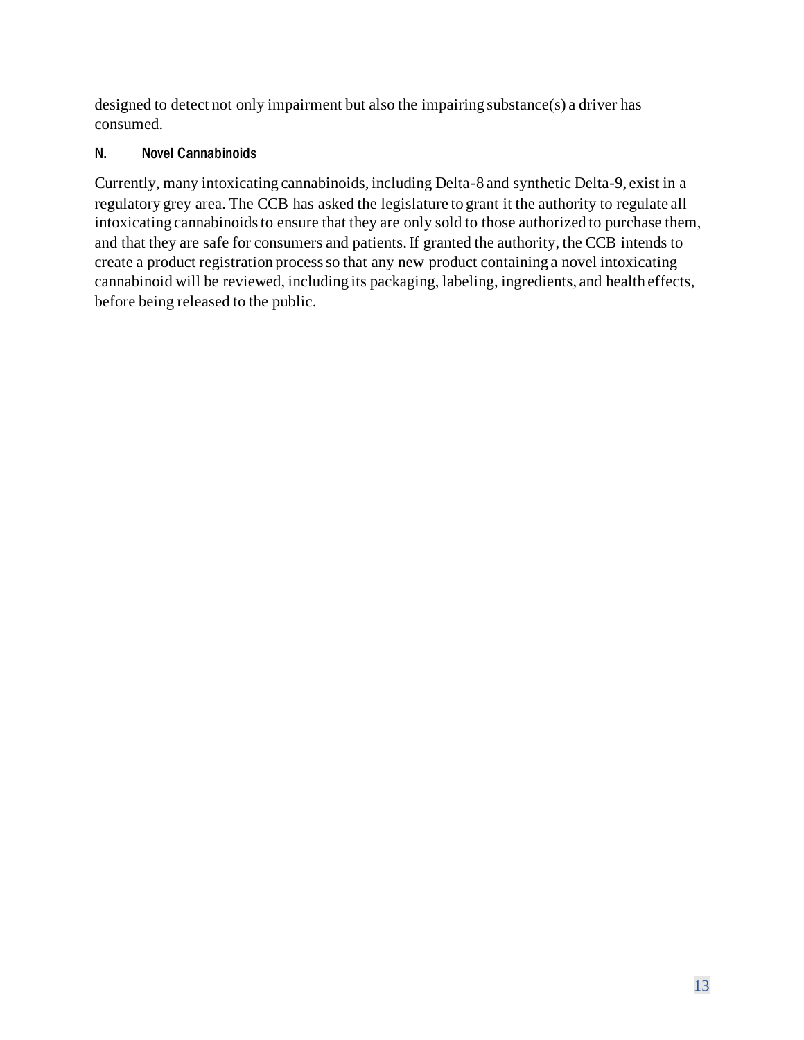designed to detect not only impairment but also the impairing substance(s) a driver has consumed.

### N. Novel Cannabinoids

Currently, many intoxicating cannabinoids, including Delta-8 and synthetic Delta-9, exist in a regulatory grey area. The CCB has asked the legislature to grant it the authority to regulate all intoxicating cannabinoids to ensure that they are only sold to those authorized to purchase them, and that they are safe for consumers and patients. If granted the authority, the CCB intends to create a product registration process so that any new product containing a novel intoxicating cannabinoid will be reviewed, including its packaging, labeling, ingredients, and health effects, before being released to the public.